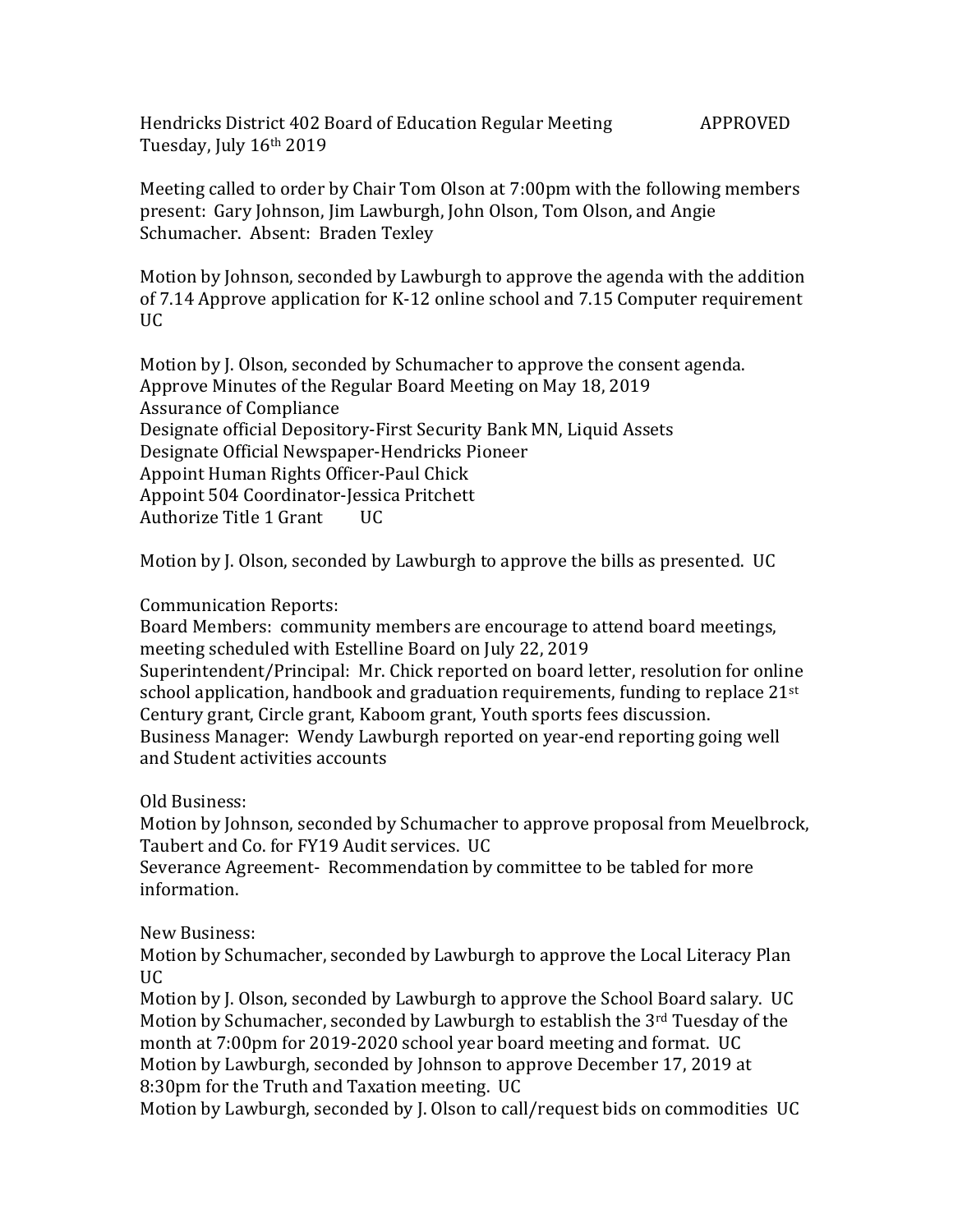Hendricks District 402 Board of Education Regular Meeting APPROVED
Tuesday, July 16th 2019

Meeting called to order by Chair Tom Olson at 7:00pm with the following members present: Gary Johnson, Jim Lawburgh, John Olson, Tom Olson, and Angie Schumacher. Absent: Braden Texley

Motion by Johnson, seconded by Lawburgh to approve the agenda with the addition of 7.14 Approve application for K-12 online school and 7.15 Computer requirement UC

Motion by J. Olson, seconded by Schumacher to approve the consent agenda.
Approve Minutes of the Regular Board Meeting on May 18, 2019
Assurance of Compliance
Designate official Depository-First Security Bank MN, Liquid Assets
Designate Official Newspaper-Hendricks Pioneer
Appoint Human Rights Officer-Paul Chick
Appoint 504 Coordinator-Jessica Pritchett
Authorize Title 1 Grant UC

Motion by J. Olson, seconded by Lawburgh to approve the bills as presented. UC

Communication Reports:
Board Members: community members are encourage to attend board meetings, meeting scheduled with Estelline Board on July 22, 2019
Superintendent/Principal: Mr. Chick reported on board letter, resolution for online school application, handbook and graduation requirements, funding to replace 21st Century grant, Circle grant, Kaboom grant, Youth sports fees discussion.
Business Manager: Wendy Lawburgh reported on year-end reporting going well and Student activities accounts

Old Business:
Motion by Johnson, seconded by Schumacher to approve proposal from Meuelbrock, Taubert and Co. for FY19 Audit services. UC
Severance Agreement- Recommendation by committee to be tabled for more information.

New Business:
Motion by Schumacher, seconded by Lawburgh to approve the Local Literacy Plan UC
Motion by J. Olson, seconded by Lawburgh to approve the School Board salary. UC
Motion by Schumacher, seconded by Lawburgh to establish the 3rd Tuesday of the month at 7:00pm for 2019-2020 school year board meeting and format. UC
Motion by Lawburgh, seconded by Johnson to approve December 17, 2019 at 8:30pm for the Truth and Taxation meeting. UC
Motion by Lawburgh, seconded by J. Olson to call/request bids on commodities UC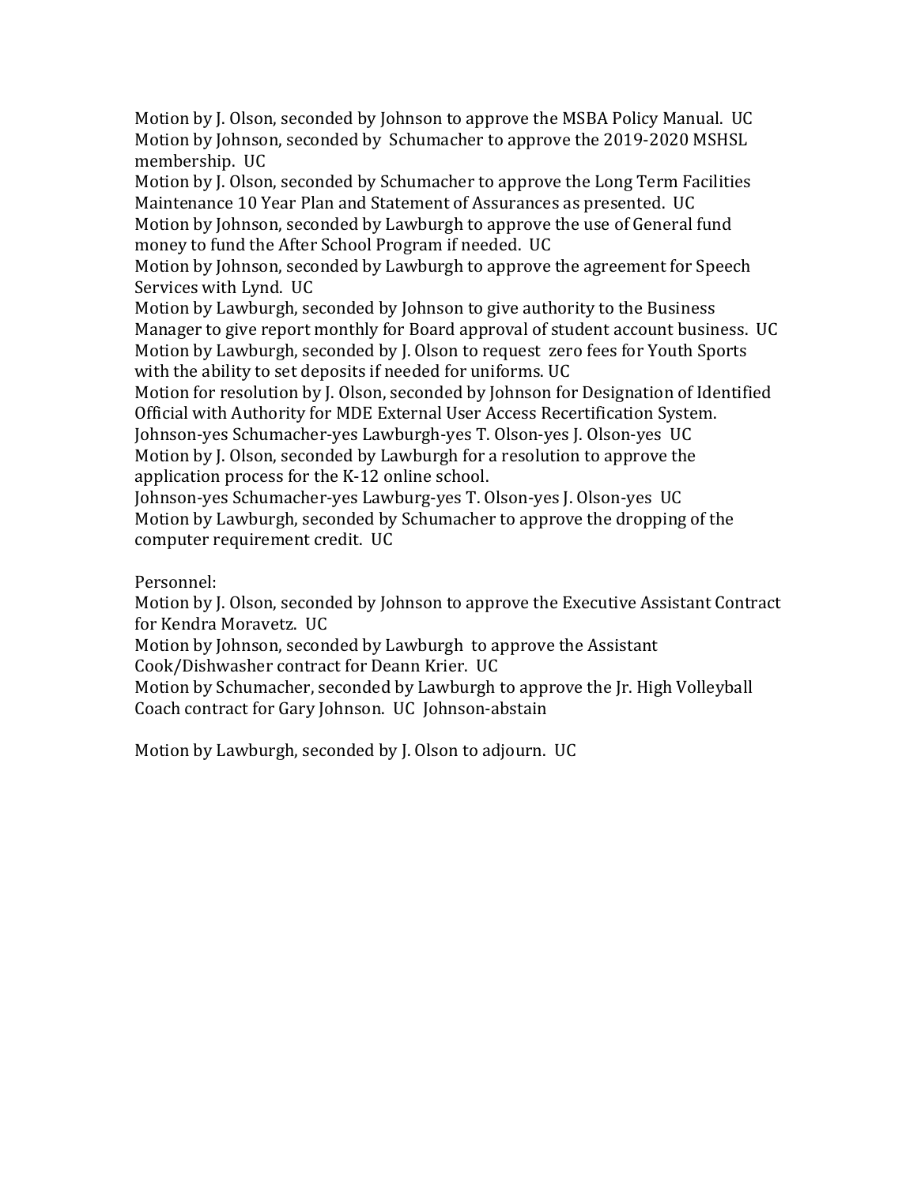Motion by J. Olson, seconded by Johnson to approve the MSBA Policy Manual. UC
Motion by Johnson, seconded by Schumacher to approve the 2019-2020 MSHSL membership. UC
Motion by J. Olson, seconded by Schumacher to approve the Long Term Facilities Maintenance 10 Year Plan and Statement of Assurances as presented. UC
Motion by Johnson, seconded by Lawburgh to approve the use of General fund money to fund the After School Program if needed. UC
Motion by Johnson, seconded by Lawburgh to approve the agreement for Speech Services with Lynd. UC
Motion by Lawburgh, seconded by Johnson to give authority to the Business Manager to give report monthly for Board approval of student account business. UC
Motion by Lawburgh, seconded by J. Olson to request zero fees for Youth Sports with the ability to set deposits if needed for uniforms. UC
Motion for resolution by J. Olson, seconded by Johnson for Designation of Identified Official with Authority for MDE External User Access Recertification System.
Johnson-yes Schumacher-yes Lawburgh-yes T. Olson-yes J. Olson-yes UC
Motion by J. Olson, seconded by Lawburgh for a resolution to approve the application process for the K-12 online school.
Johnson-yes Schumacher-yes Lawburg-yes T. Olson-yes J. Olson-yes UC
Motion by Lawburgh, seconded by Schumacher to approve the dropping of the computer requirement credit. UC

Personnel:
Motion by J. Olson, seconded by Johnson to approve the Executive Assistant Contract for Kendra Moravetz. UC
Motion by Johnson, seconded by Lawburgh to approve the Assistant Cook/Dishwasher contract for Deann Krier. UC
Motion by Schumacher, seconded by Lawburgh to approve the Jr. High Volleyball Coach contract for Gary Johnson. UC Johnson-abstain

Motion by Lawburgh, seconded by J. Olson to adjourn. UC